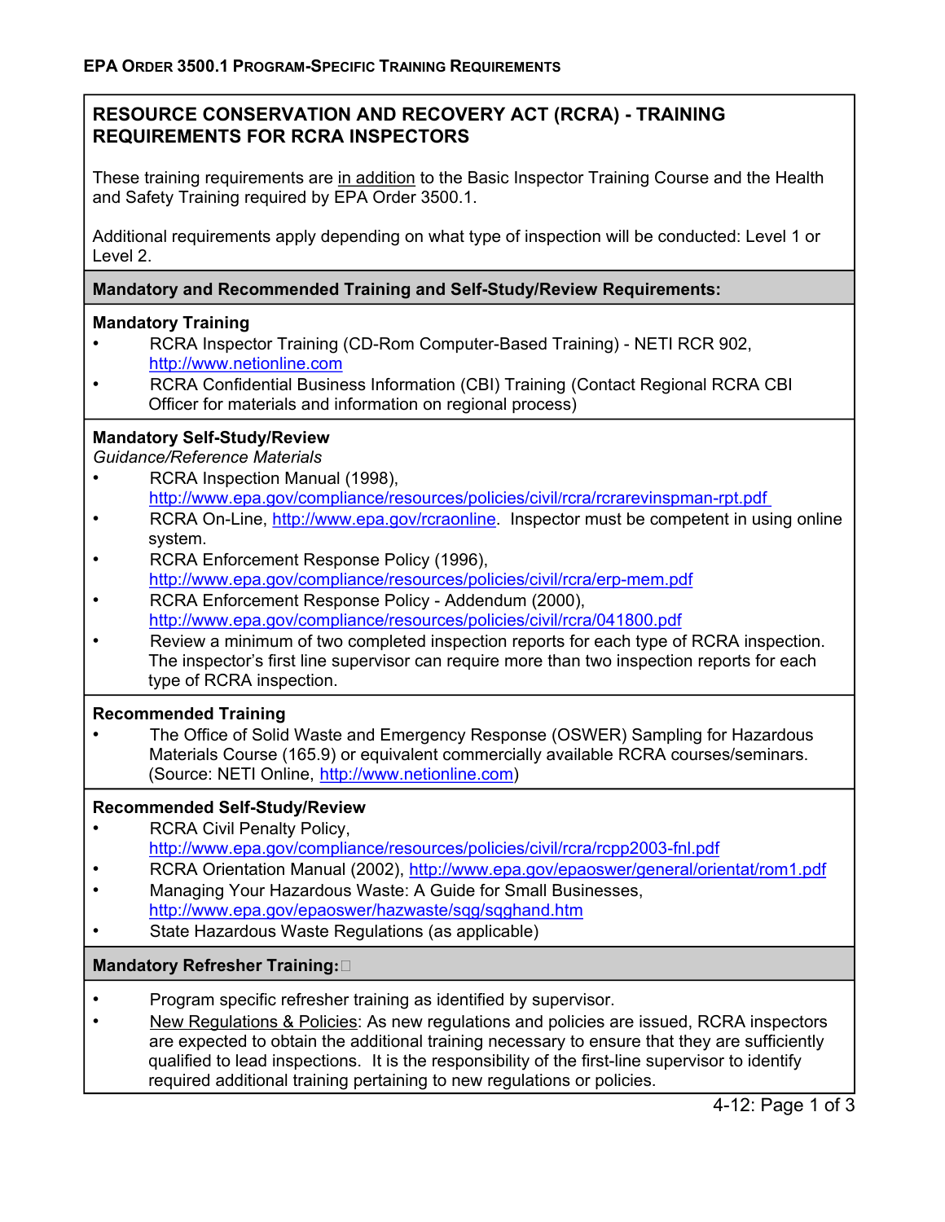# RESOURCE CONSERVATION AND RECOVERY ACT (RCRA) - TRAINING REQUIREMENTS FOR RCRA INSPECTORS

These training requirements are in addition to the Basic Inspector Training Course and the Health and Safety Training required by EPA Order 3500.1.

Additional requirements apply depending on what type of inspection will be conducted: Level 1 or Level 2.

## Mandatory and Recommended Training and Self-Study/Review Requirements:

### Mandatory Training

- RCRA Inspector Training (CD-Rom Computer-Based Training) - NETI RCR 902, http://www.netionline.com
- RCRA Confidential Business Information (CBI) Training (Contact Regional RCRA CBI Officer for materials and information on regional process)

### Mandatory Self-Study/Review

*Guidance/Reference Materials*

- RCRA Inspection Manual (1998), http://www.epa.gov/compliance/resources/policies/civil/rcra/rcrarevinspman-rpt.pdf
- RCRA On-Line, http://www.epa.gov/rcraonline. Inspector must be competent in using online system.
- RCRA Enforcement Response Policy (1996), http://www.epa.gov/compliance/resources/policies/civil/rcra/erp-mem.pdf
- RCRA Enforcement Response Policy - Addendum (2000), http://www.epa.gov/compliance/resources/policies/civil/rcra/041800.pdf
- Review a minimum of two completed inspection reports for each type of RCRA inspection. The inspector's first line supervisor can require more than two inspection reports for each type of RCRA inspection.

### Recommended Training

- The Office of Solid Waste and Emergency Response (OSWER) Sampling for Hazardous Materials Course (165.9) or equivalent commercially available RCRA courses/seminars. (Source: NETI Online, http://www.netionline.com)

### Recommended Self-Study/Review

- RCRA Civil Penalty Policy, http://www.epa.gov/compliance/resources/policies/civil/rcra/rcpp2003-fnl.pdf
- RCRA Orientation Manual (2002), http://www.epa.gov/epaoswer/general/orientat/rom1.pdf
- Managing Your Hazardous Waste: A Guide for Small Businesses, http://www.epa.gov/epaoswer/hazwaste/sqg/sqghand.htm
- State Hazardous Waste Regulations (as applicable)

## Mandatory Refresher Training:

- Program specific refresher training as identified by supervisor.
- New Regulations & Policies: As new regulations and policies are issued, RCRA inspectors are expected to obtain the additional training necessary to ensure that they are sufficiently qualified to lead inspections. It is the responsibility of the first-line supervisor to identify required additional training pertaining to new regulations or policies.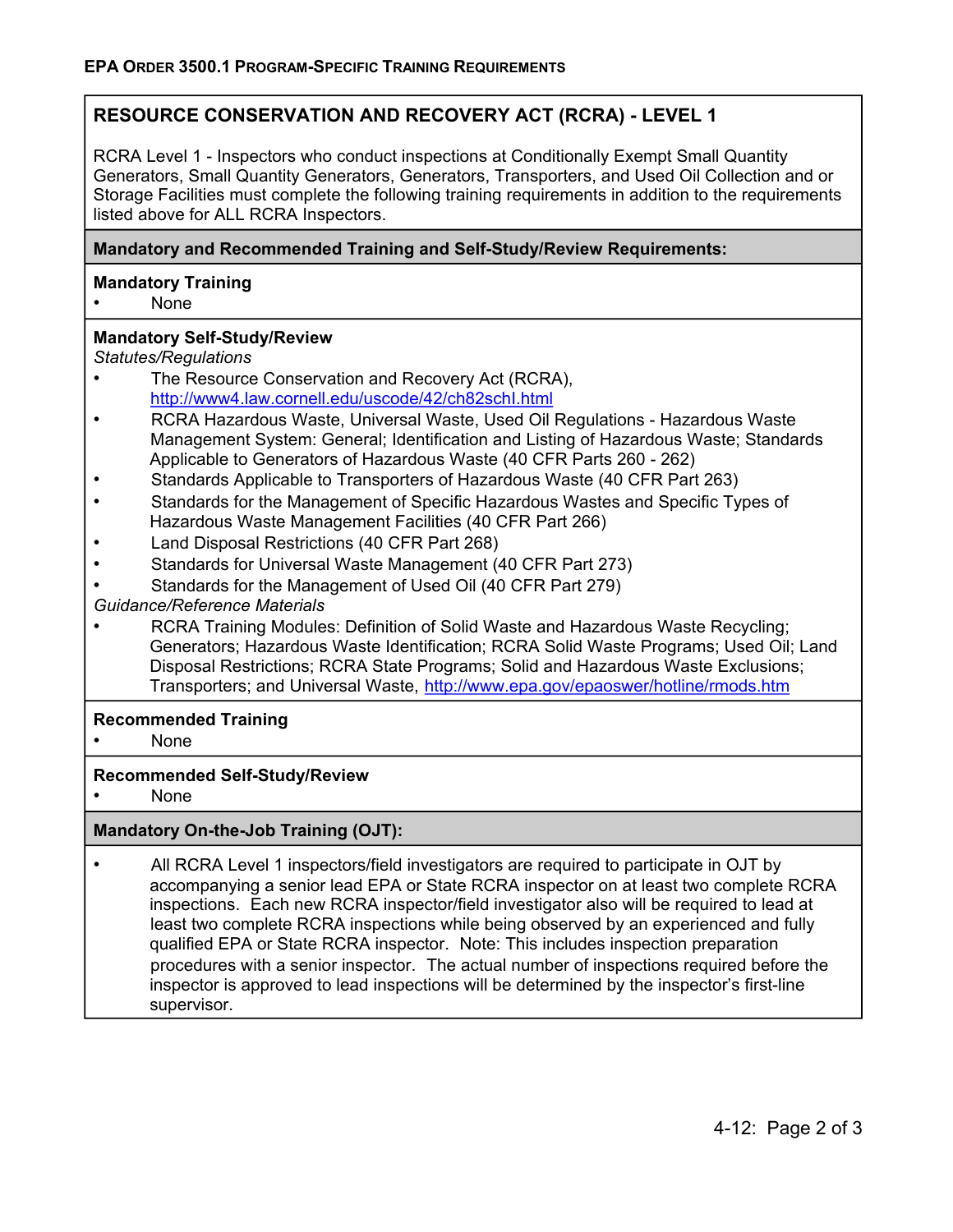## RESOURCE CONSERVATION AND RECOVERY ACT (RCRA) - LEVEL 1

RCRA Level 1 - Inspectors who conduct inspections at Conditionally Exempt Small Quantity Generators, Small Quantity Generators, Generators, Transporters, and Used Oil Collection and or Storage Facilities must complete the following training requirements in addition to the requirements listed above for ALL RCRA Inspectors.

### Mandatory and Recommended Training and Self-Study/Review Requirements:

**Mandatory Training**

- None

**Mandatory Self-Study/Review**

*Statutes/Regulations*

- The Resource Conservation and Recovery Act (RCRA), http://www4.law.cornell.edu/uscode/42/ch82schI.html
- RCRA Hazardous Waste, Universal Waste, Used Oil Regulations - Hazardous Waste Management System: General; Identification and Listing of Hazardous Waste; Standards Applicable to Generators of Hazardous Waste (40 CFR Parts 260 - 262)
- Standards Applicable to Transporters of Hazardous Waste (40 CFR Part 263)
- Standards for the Management of Specific Hazardous Wastes and Specific Types of Hazardous Waste Management Facilities (40 CFR Part 266)
- Land Disposal Restrictions (40 CFR Part 268)
- Standards for Universal Waste Management (40 CFR Part 273)
- Standards for the Management of Used Oil (40 CFR Part 279)

*Guidance/Reference Materials*

- RCRA Training Modules: Definition of Solid Waste and Hazardous Waste Recycling; Generators; Hazardous Waste Identification; RCRA Solid Waste Programs; Used Oil; Land Disposal Restrictions; RCRA State Programs; Solid and Hazardous Waste Exclusions; Transporters; and Universal Waste, http://www.epa.gov/epaoswer/hotline/rmods.htm

**Recommended Training**

- None

**Recommended Self-Study/Review**

- None

### Mandatory On-the-Job Training (OJT):

- All RCRA Level 1 inspectors/field investigators are required to participate in OJT by accompanying a senior lead EPA or State RCRA inspector on at least two complete RCRA inspections. Each new RCRA inspector/field investigator also will be required to lead at least two complete RCRA inspections while being observed by an experienced and fully qualified EPA or State RCRA inspector. Note: This includes inspection preparation procedures with a senior inspector. The actual number of inspections required before the inspector is approved to lead inspections will be determined by the inspector's first-line supervisor.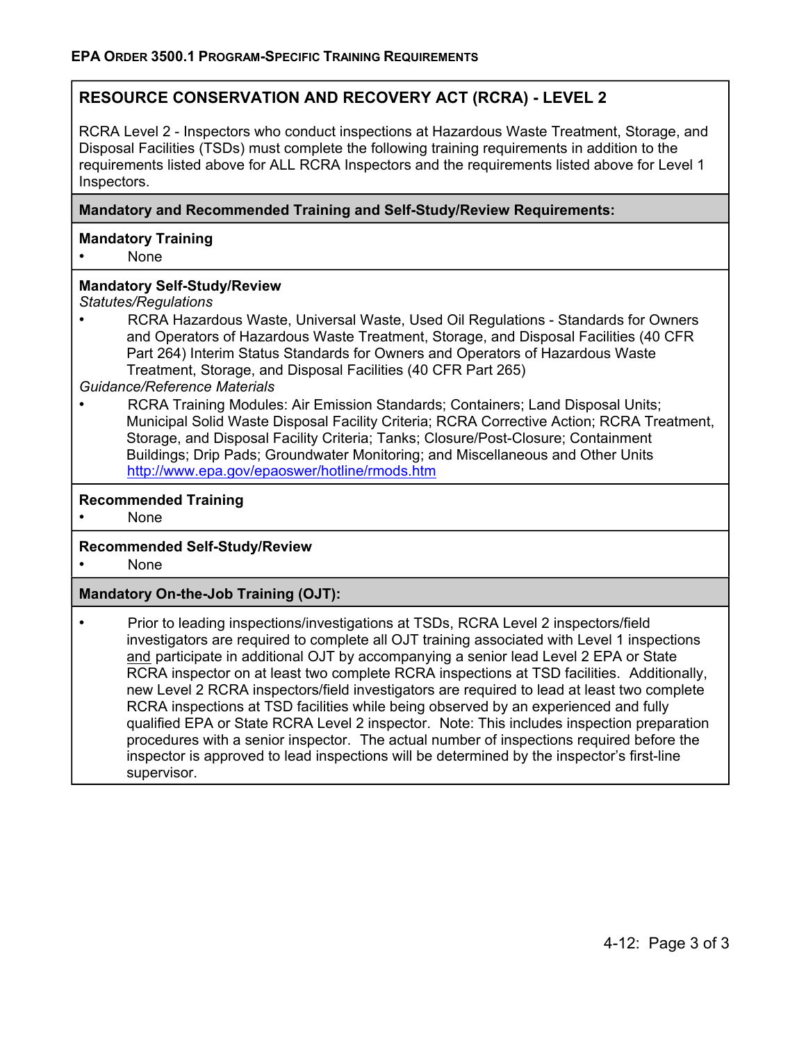## RESOURCE CONSERVATION AND RECOVERY ACT (RCRA) - LEVEL 2

RCRA Level 2 - Inspectors who conduct inspections at Hazardous Waste Treatment, Storage, and Disposal Facilities (TSDs) must complete the following training requirements in addition to the requirements listed above for ALL RCRA Inspectors and the requirements listed above for Level 1 Inspectors.

### Mandatory and Recommended Training and Self-Study/Review Requirements:

**Mandatory Training**

- None

**Mandatory Self-Study/Review**

*Statutes/Regulations*

- RCRA Hazardous Waste, Universal Waste, Used Oil Regulations - Standards for Owners and Operators of Hazardous Waste Treatment, Storage, and Disposal Facilities (40 CFR Part 264) Interim Status Standards for Owners and Operators of Hazardous Waste Treatment, Storage, and Disposal Facilities (40 CFR Part 265)

*Guidance/Reference Materials*

- RCRA Training Modules: Air Emission Standards; Containers; Land Disposal Units; Municipal Solid Waste Disposal Facility Criteria; RCRA Corrective Action; RCRA Treatment, Storage, and Disposal Facility Criteria; Tanks; Closure/Post-Closure; Containment Buildings; Drip Pads; Groundwater Monitoring; and Miscellaneous and Other Units http://www.epa.gov/epaoswer/hotline/rmods.htm

**Recommended Training**

- None

**Recommended Self-Study/Review**

- None

### Mandatory On-the-Job Training (OJT):

- Prior to leading inspections/investigations at TSDs, RCRA Level 2 inspectors/field investigators are required to complete all OJT training associated with Level 1 inspections and participate in additional OJT by accompanying a senior lead Level 2 EPA or State RCRA inspector on at least two complete RCRA inspections at TSD facilities. Additionally, new Level 2 RCRA inspectors/field investigators are required to lead at least two complete RCRA inspections at TSD facilities while being observed by an experienced and fully qualified EPA or State RCRA Level 2 inspector. Note: This includes inspection preparation procedures with a senior inspector. The actual number of inspections required before the inspector is approved to lead inspections will be determined by the inspector's first-line supervisor.